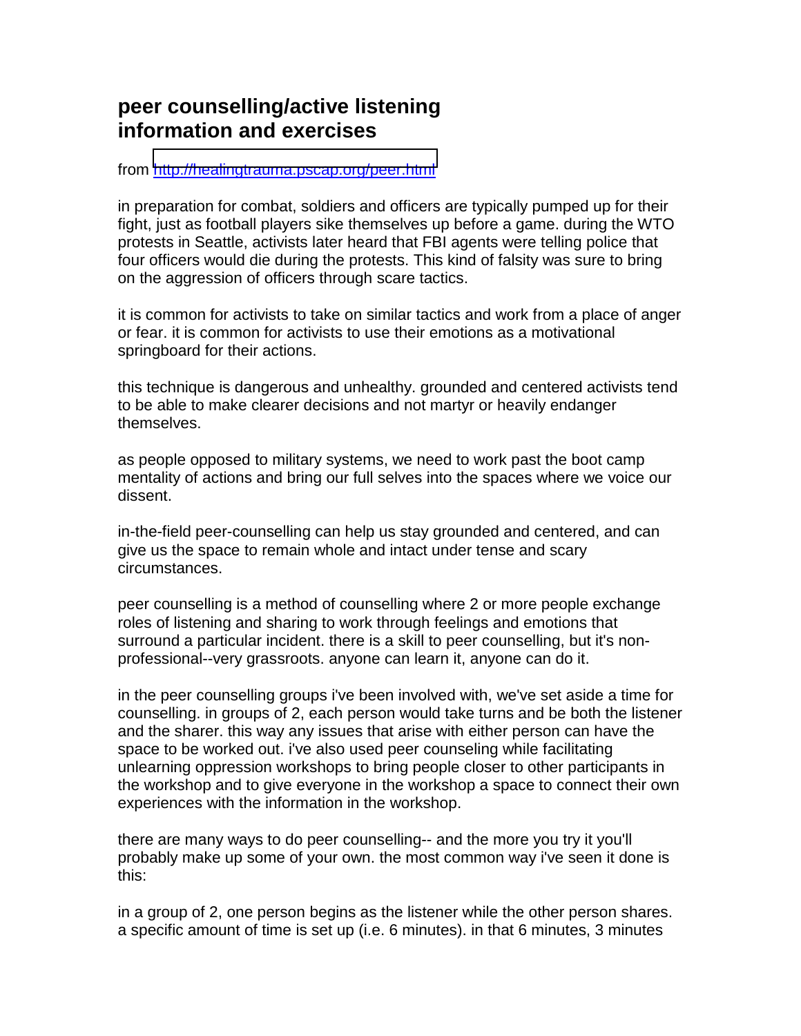# peer counselling/active listening information and exercises

from [http://healingtrauma.pscap.org/peer.html](http://healingtrauma.pscap.org/peer.html)

in preparation for combat, soldiers and officers are typically pumped up for their fight, just as football players sike themselves up before a game. during the WTO protests in Seattle, activists later heard that FBI agents were telling police that four officers would die during the protests. This kind of falsity was sure to bring on the aggression of officers through scare tactics.

it is common for activists to take on similar tactics and work from a place of anger or fear. it is common for activists to use their emotions as a motivational springboard for their actions.

this technique is dangerous and unhealthy. grounded and centered activists tend to be able to make clearer decisions and not martyr or heavily endanger themselves.

as people opposed to military systems, we need to work past the boot camp mentality of actions and bring our full selves into the spaces where we voice our dissent.

in-the-field peer-counselling can help us stay grounded and centered, and can give us the space to remain whole and intact under tense and scary circumstances.

peer counselling is a method of counselling where 2 or more people exchange roles of listening and sharing to work through feelings and emotions that surround a particular incident. there is a skill to peer counselling, but it's non-professional--very grassroots. anyone can learn it, anyone can do it.

in the peer counselling groups i've been involved with, we've set aside a time for counselling. in groups of 2, each person would take turns and be both the listener and the sharer. this way any issues that arise with either person can have the space to be worked out. i've also used peer counseling while facilitating unlearning oppression workshops to bring people closer to other participants in the workshop and to give everyone in the workshop a space to connect their own experiences with the information in the workshop.

there are many ways to do peer counselling-- and the more you try it you'll probably make up some of your own. the most common way i've seen it done is this:

in a group of 2, one person begins as the listener while the other person shares. a specific amount of time is set up (i.e. 6 minutes). in that 6 minutes, 3 minutes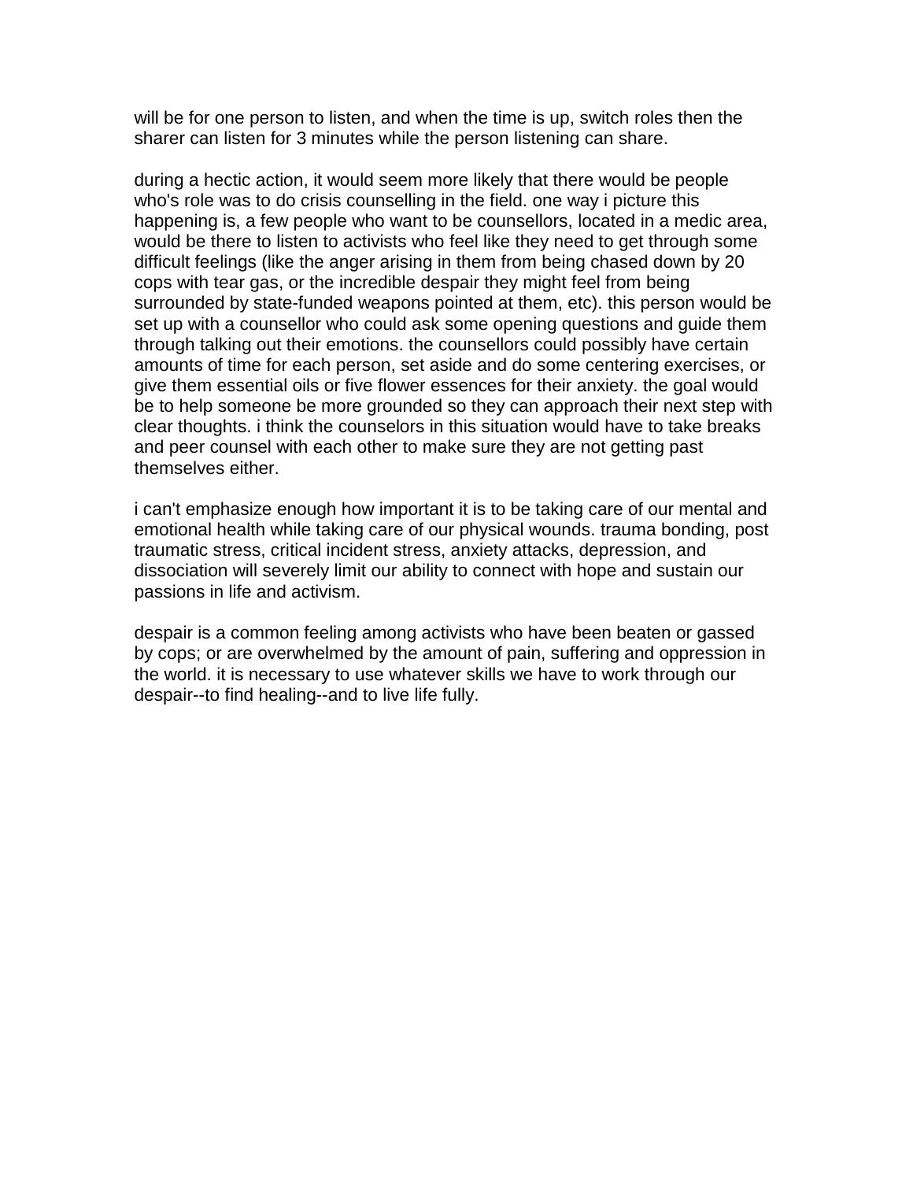will be for one person to listen, and when the time is up, switch roles then the sharer can listen for 3 minutes while the person listening can share.

during a hectic action, it would seem more likely that there would be people who's role was to do crisis counselling in the field. one way i picture this happening is, a few people who want to be counsellors, located in a medic area, would be there to listen to activists who feel like they need to get through some difficult feelings (like the anger arising in them from being chased down by 20 cops with tear gas, or the incredible despair they might feel from being surrounded by state-funded weapons pointed at them, etc). this person would be set up with a counsellor who could ask some opening questions and guide them through talking out their emotions. the counsellors could possibly have certain amounts of time for each person, set aside and do some centering exercises, or give them essential oils or five flower essences for their anxiety. the goal would be to help someone be more grounded so they can approach their next step with clear thoughts. i think the counselors in this situation would have to take breaks and peer counsel with each other to make sure they are not getting past themselves either.

i can't emphasize enough how important it is to be taking care of our mental and emotional health while taking care of our physical wounds. trauma bonding, post traumatic stress, critical incident stress, anxiety attacks, depression, and dissociation will severely limit our ability to connect with hope and sustain our passions in life and activism.

despair is a common feeling among activists who have been beaten or gassed by cops; or are overwhelmed by the amount of pain, suffering and oppression in the world. it is necessary to use whatever skills we have to work through our despair--to find healing--and to live life fully.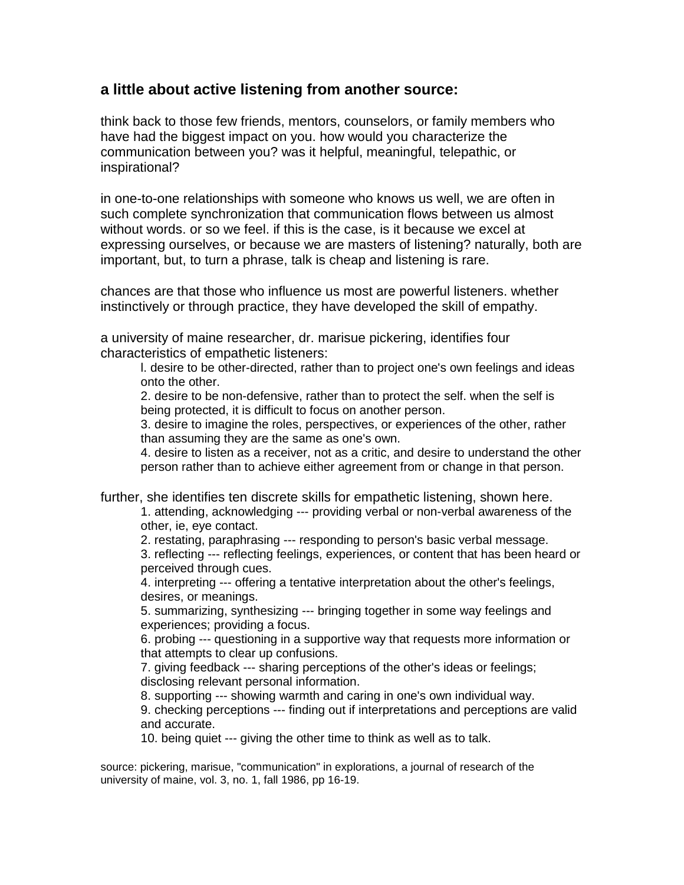## a little about active listening from another source:

think back to those few friends, mentors, counselors, or family members who have had the biggest impact on you. how would you characterize the communication between you? was it helpful, meaningful, telepathic, or inspirational?

in one-to-one relationships with someone who knows us well, we are often in such complete synchronization that communication flows between us almost without words. or so we feel. if this is the case, is it because we excel at expressing ourselves, or because we are masters of listening? naturally, both are important, but, to turn a phrase, talk is cheap and listening is rare.

chances are that those who influence us most are powerful listeners. whether instinctively or through practice, they have developed the skill of empathy.

a university of maine researcher, dr. marisue pickering, identifies four characteristics of empathetic listeners:

l. desire to be other-directed, rather than to project one's own feelings and ideas onto the other.
2. desire to be non-defensive, rather than to protect the self. when the self is being protected, it is difficult to focus on another person.
3. desire to imagine the roles, perspectives, or experiences of the other, rather than assuming they are the same as one's own.
4. desire to listen as a receiver, not as a critic, and desire to understand the other person rather than to achieve either agreement from or change in that person.

further, she identifies ten discrete skills for empathetic listening, shown here.

1. attending, acknowledging --- providing verbal or non-verbal awareness of the other, ie, eye contact.
2. restating, paraphrasing --- responding to person's basic verbal message.
3. reflecting --- reflecting feelings, experiences, or content that has been heard or perceived through cues.
4. interpreting --- offering a tentative interpretation about the other's feelings, desires, or meanings.
5. summarizing, synthesizing --- bringing together in some way feelings and experiences; providing a focus.
6. probing --- questioning in a supportive way that requests more information or that attempts to clear up confusions.
7. giving feedback --- sharing perceptions of the other's ideas or feelings; disclosing relevant personal information.
8. supporting --- showing warmth and caring in one's own individual way.
9. checking perceptions --- finding out if interpretations and perceptions are valid and accurate.
10. being quiet --- giving the other time to think as well as to talk.

source: pickering, marisue, "communication" in explorations, a journal of research of the university of maine, vol. 3, no. 1, fall 1986, pp 16-19.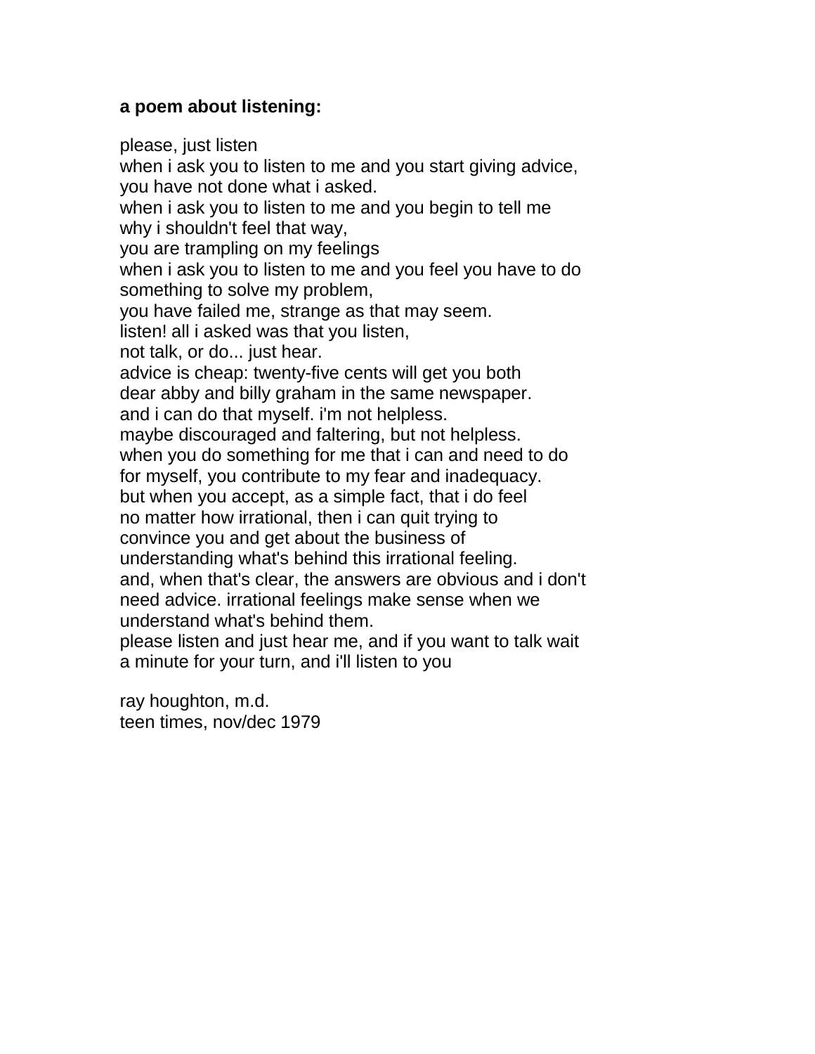**a poem about listening:**

please, just listen  
when i ask you to listen to me and you start giving advice,  
you have not done what i asked.  
when i ask you to listen to me and you begin to tell me  
why i shouldn't feel that way,  
you are trampling on my feelings  
when i ask you to listen to me and you feel you have to do  
something to solve my problem,  
you have failed me, strange as that may seem.  
listen! all i asked was that you listen,  
not talk, or do... just hear.  
advice is cheap: twenty-five cents will get you both  
dear abby and billy graham in the same newspaper.  
and i can do that myself. i'm not helpless.  
maybe discouraged and faltering, but not helpless.  
when you do something for me that i can and need to do  
for myself, you contribute to my fear and inadequacy.  
but when you accept, as a simple fact, that i do feel  
no matter how irrational, then i can quit trying to  
convince you and get about the business of  
understanding what's behind this irrational feeling.  
and, when that's clear, the answers are obvious and i don't  
need advice. irrational feelings make sense when we  
understand what's behind them.  
please listen and just hear me, and if you want to talk wait  
a minute for your turn, and i'll listen to you

ray houghton, m.d.  
teen times, nov/dec 1979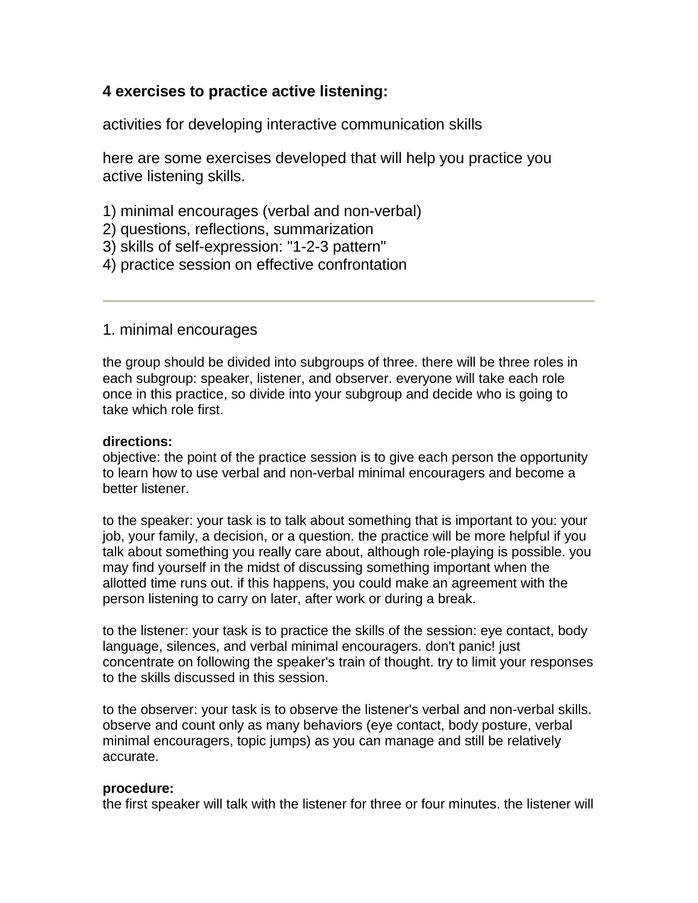## 4 exercises to practice active listening:

activities for developing interactive communication skills

here are some exercises developed that will help you practice you active listening skills.

1) minimal encourages (verbal and non-verbal)
2) questions, reflections, summarization
3) skills of self-expression: "1-2-3 pattern"
4) practice session on effective confrontation

---

### 1. minimal encourages

the group should be divided into subgroups of three. there will be three roles in each subgroup: speaker, listener, and observer. everyone will take each role once in this practice, so divide into your subgroup and decide who is going to take which role first.

**directions:**
objective: the point of the practice session is to give each person the opportunity to learn how to use verbal and non-verbal minimal encouragers and become a better listener.

to the speaker: your task is to talk about something that is important to you: your job, your family, a decision, or a question. the practice will be more helpful if you talk about something you really care about, although role-playing is possible. you may find yourself in the midst of discussing something important when the allotted time runs out. if this happens, you could make an agreement with the person listening to carry on later, after work or during a break.

to the listener: your task is to practice the skills of the session: eye contact, body language, silences, and verbal minimal encouragers. don't panic! just concentrate on following the speaker's train of thought. try to limit your responses to the skills discussed in this session.

to the observer: your task is to observe the listener's verbal and non-verbal skills. observe and count only as many behaviors (eye contact, body posture, verbal minimal encouragers, topic jumps) as you can manage and still be relatively accurate.

**procedure:**
the first speaker will talk with the listener for three or four minutes. the listener will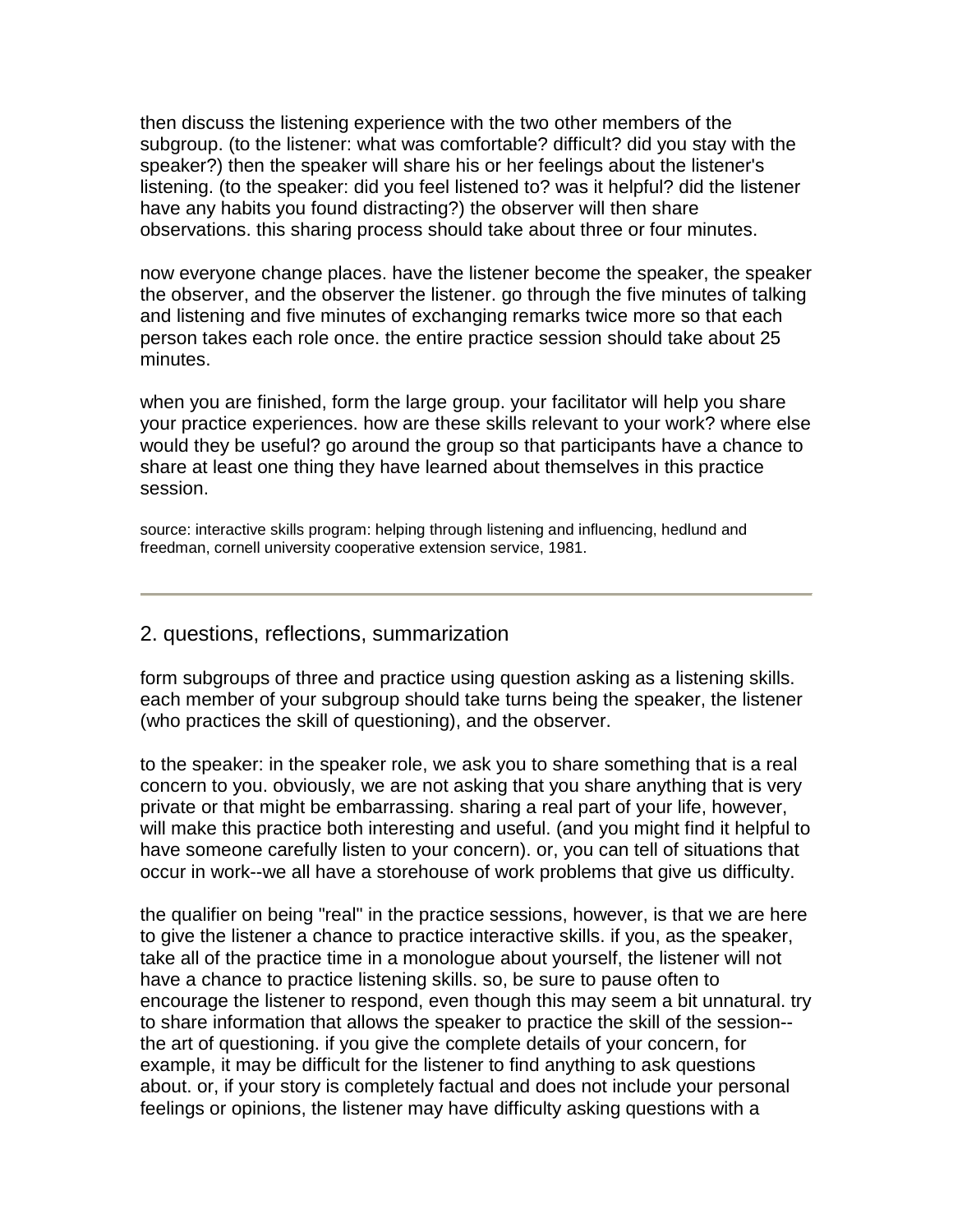then discuss the listening experience with the two other members of the subgroup. (to the listener: what was comfortable? difficult? did you stay with the speaker?) then the speaker will share his or her feelings about the listener's listening. (to the speaker: did you feel listened to? was it helpful? did the listener have any habits you found distracting?) the observer will then share observations. this sharing process should take about three or four minutes.

now everyone change places. have the listener become the speaker, the speaker the observer, and the observer the listener. go through the five minutes of talking and listening and five minutes of exchanging remarks twice more so that each person takes each role once. the entire practice session should take about 25 minutes.

when you are finished, form the large group. your facilitator will help you share your practice experiences. how are these skills relevant to your work? where else would they be useful? go around the group so that participants have a chance to share at least one thing they have learned about themselves in this practice session.

source: interactive skills program: helping through listening and influencing, hedlund and freedman, cornell university cooperative extension service, 1981.

---

## 2. questions, reflections, summarization

form subgroups of three and practice using question asking as a listening skills. each member of your subgroup should take turns being the speaker, the listener (who practices the skill of questioning), and the observer.

to the speaker: in the speaker role, we ask you to share something that is a real concern to you. obviously, we are not asking that you share anything that is very private or that might be embarrassing. sharing a real part of your life, however, will make this practice both interesting and useful. (and you might find it helpful to have someone carefully listen to your concern). or, you can tell of situations that occur in work--we all have a storehouse of work problems that give us difficulty.

the qualifier on being "real" in the practice sessions, however, is that we are here to give the listener a chance to practice interactive skills. if you, as the speaker, take all of the practice time in a monologue about yourself, the listener will not have a chance to practice listening skills. so, be sure to pause often to encourage the listener to respond, even though this may seem a bit unnatural. try to share information that allows the speaker to practice the skill of the session--the art of questioning. if you give the complete details of your concern, for example, it may be difficult for the listener to find anything to ask questions about. or, if your story is completely factual and does not include your personal feelings or opinions, the listener may have difficulty asking questions with a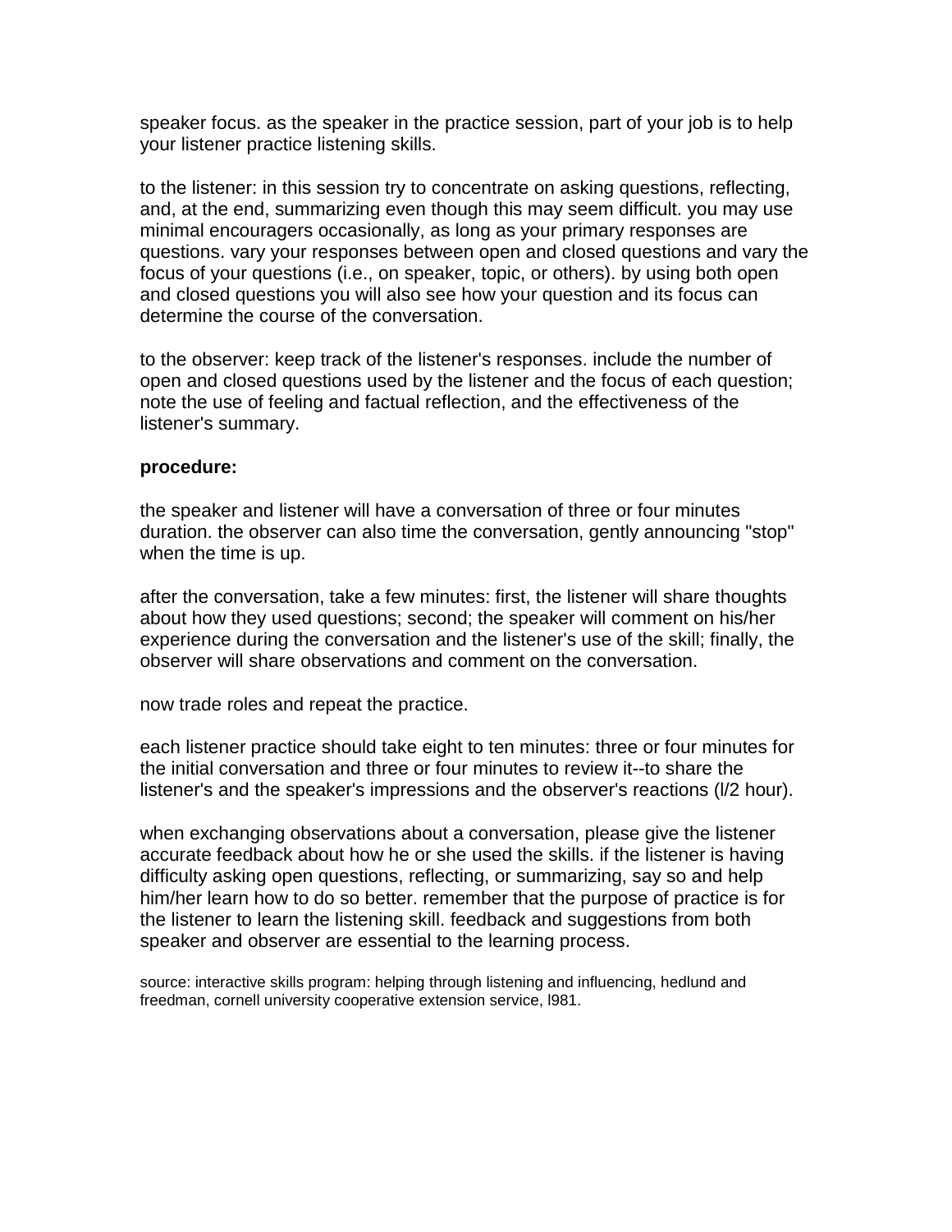speaker focus. as the speaker in the practice session, part of your job is to help your listener practice listening skills.

to the listener: in this session try to concentrate on asking questions, reflecting, and, at the end, summarizing even though this may seem difficult. you may use minimal encouragers occasionally, as long as your primary responses are questions. vary your responses between open and closed questions and vary the focus of your questions (i.e., on speaker, topic, or others). by using both open and closed questions you will also see how your question and its focus can determine the course of the conversation.

to the observer: keep track of the listener's responses. include the number of open and closed questions used by the listener and the focus of each question; note the use of feeling and factual reflection, and the effectiveness of the listener's summary.

**procedure:**

the speaker and listener will have a conversation of three or four minutes duration. the observer can also time the conversation, gently announcing "stop" when the time is up.

after the conversation, take a few minutes: first, the listener will share thoughts about how they used questions; second; the speaker will comment on his/her experience during the conversation and the listener's use of the skill; finally, the observer will share observations and comment on the conversation.

now trade roles and repeat the practice.

each listener practice should take eight to ten minutes: three or four minutes for the initial conversation and three or four minutes to review it--to share the listener's and the speaker's impressions and the observer's reactions (l/2 hour).

when exchanging observations about a conversation, please give the listener accurate feedback about how he or she used the skills. if the listener is having difficulty asking open questions, reflecting, or summarizing, say so and help him/her learn how to do so better. remember that the purpose of practice is for the listener to learn the listening skill. feedback and suggestions from both speaker and observer are essential to the learning process.

source: interactive skills program: helping through listening and influencing, hedlund and freedman, cornell university cooperative extension service, l981.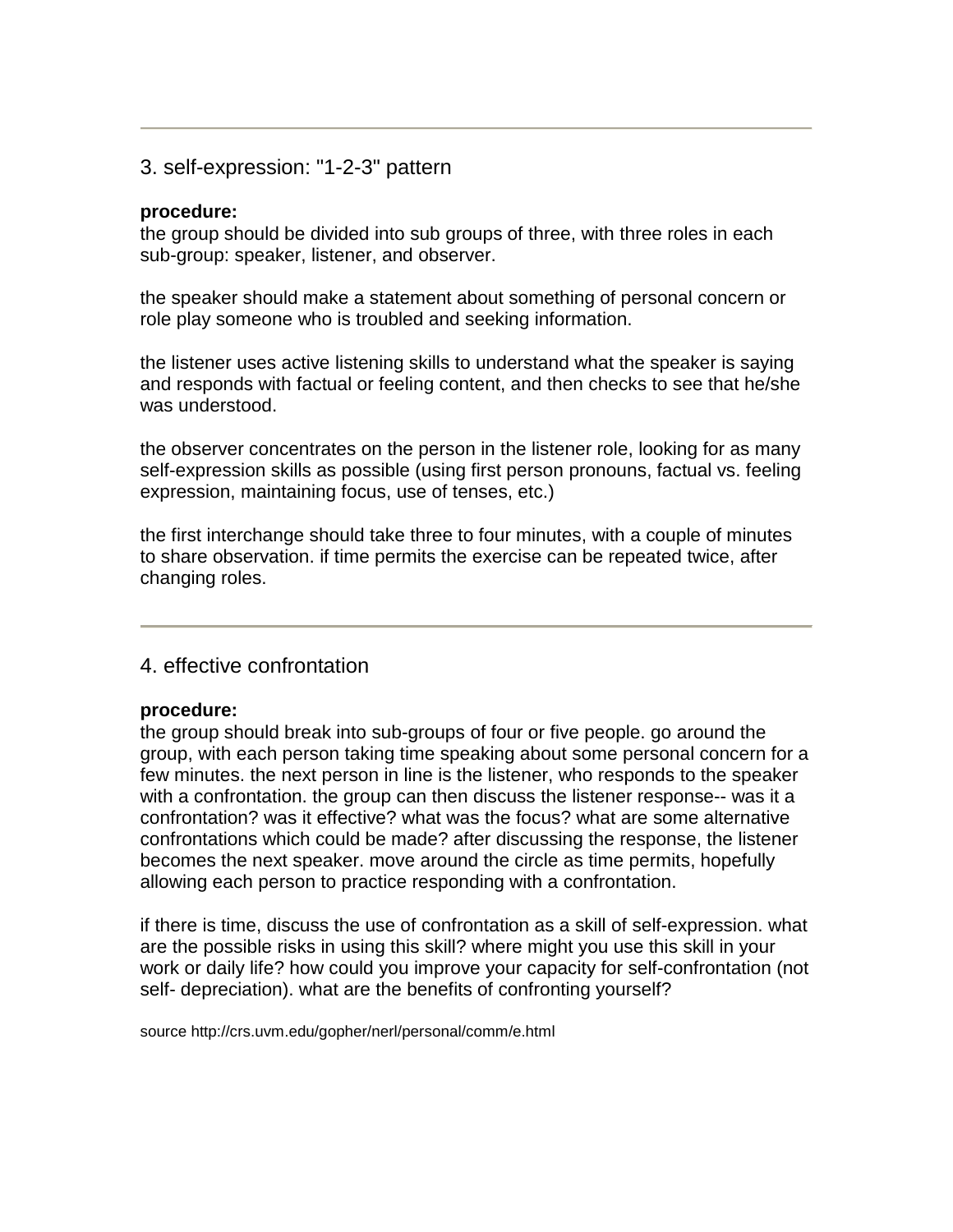---

## 3. self-expression: "1-2-3" pattern

**procedure:**
the group should be divided into sub groups of three, with three roles in each sub-group: speaker, listener, and observer.

the speaker should make a statement about something of personal concern or role play someone who is troubled and seeking information.

the listener uses active listening skills to understand what the speaker is saying and responds with factual or feeling content, and then checks to see that he/she was understood.

the observer concentrates on the person in the listener role, looking for as many self-expression skills as possible (using first person pronouns, factual vs. feeling expression, maintaining focus, use of tenses, etc.)

the first interchange should take three to four minutes, with a couple of minutes to share observation. if time permits the exercise can be repeated twice, after changing roles.

---

## 4. effective confrontation

**procedure:**
the group should break into sub-groups of four or five people. go around the group, with each person taking time speaking about some personal concern for a few minutes. the next person in line is the listener, who responds to the speaker with a confrontation. the group can then discuss the listener response-- was it a confrontation? was it effective? what was the focus? what are some alternative confrontations which could be made? after discussing the response, the listener becomes the next speaker. move around the circle as time permits, hopefully allowing each person to practice responding with a confrontation.

if there is time, discuss the use of confrontation as a skill of self-expression. what are the possible risks in using this skill? where might you use this skill in your work or daily life? how could you improve your capacity for self-confrontation (not self- depreciation). what are the benefits of confronting yourself?

source http://crs.uvm.edu/gopher/nerl/personal/comm/e.html